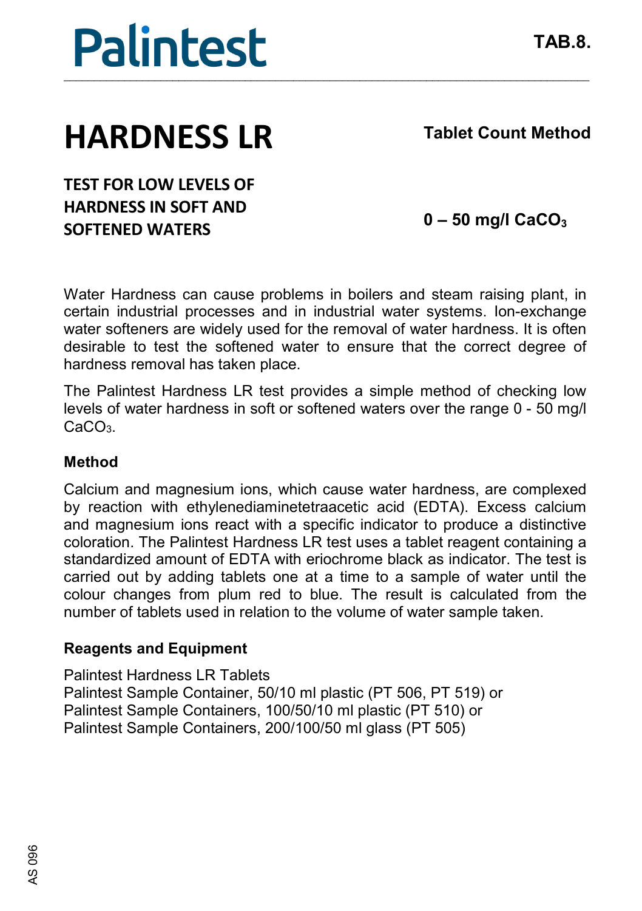Palintest

TAB.8.

# HARDNESS LR

**Tablet Count Method**

## TEST FOR LOW LEVELS OF HARDNESS IN SOFT AND SOFTENED WATERS

**0 – 50 mg/l $CaCO_3$**

Water Hardness can cause problems in boilers and steam raising plant, in certain industrial processes and in industrial water systems. Ion-exchange water softeners are widely used for the removal of water hardness. It is often desirable to test the softened water to ensure that the correct degree of hardness removal has taken place.

The Palintest Hardness LR test provides a simple method of checking low levels of water hardness in soft or softened waters over the range 0 - 50 mg/l $CaCO_3$.

### Method

Calcium and magnesium ions, which cause water hardness, are complexed by reaction with ethylenediaminetetraacetic acid (EDTA). Excess calcium and magnesium ions react with a specific indicator to produce a distinctive coloration. The Palintest Hardness LR test uses a tablet reagent containing a standardized amount of EDTA with eriochrome black as indicator. The test is carried out by adding tablets one at a time to a sample of water until the colour changes from plum red to blue. The result is calculated from the number of tablets used in relation to the volume of water sample taken.

### Reagents and Equipment

Palintest Hardness LR Tablets
Palintest Sample Container, 50/10 ml plastic (PT 506, PT 519) or
Palintest Sample Containers, 100/50/10 ml plastic (PT 510) or
Palintest Sample Containers, 200/100/50 ml glass (PT 505)

AS 096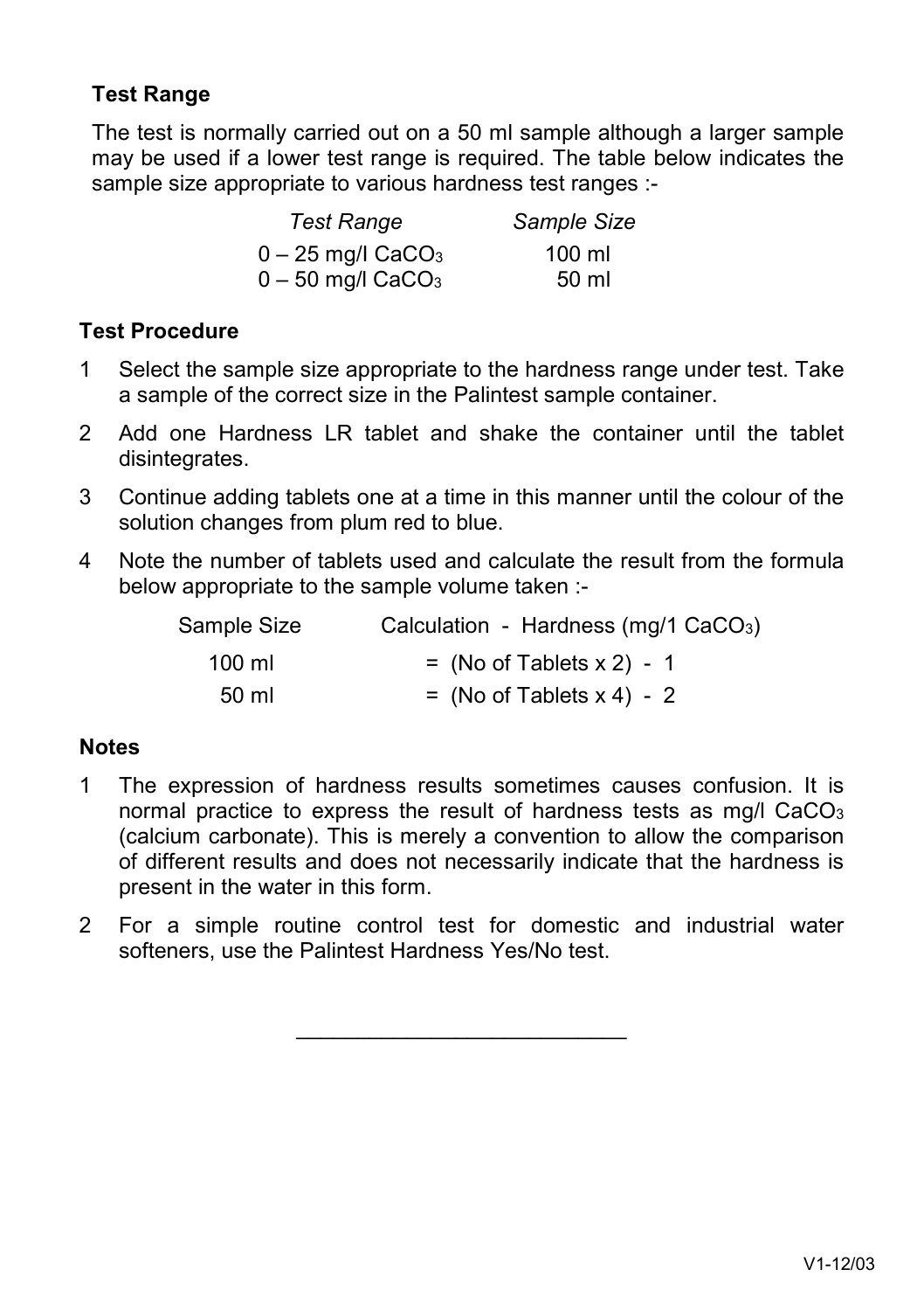## Test Range

The test is normally carried out on a 50 ml sample although a larger sample may be used if a lower test range is required. The table below indicates the sample size appropriate to various hardness test ranges :-

| *Test Range* | *Sample Size* |
|---|---|
| 0 – 25 mg/l $CaCO_3$ | 100 ml |
| 0 – 50 mg/l $CaCO_3$ | 50 ml |

## Test Procedure

1. Select the sample size appropriate to the hardness range under test. Take a sample of the correct size in the Palintest sample container.
2. Add one Hardness LR tablet and shake the container until the tablet disintegrates.
3. Continue adding tablets one at a time in this manner until the colour of the solution changes from plum red to blue.
4. Note the number of tablets used and calculate the result from the formula below appropriate to the sample volume taken :-

| Sample Size | Calculation - Hardness (mg/1 $CaCO_3$) |
|---|---|
| 100 ml | = (No of Tablets x 2) - 1 |
| 50 ml | = (No of Tablets x 4) - 2 |

## Notes

1. The expression of hardness results sometimes causes confusion. It is normal practice to express the result of hardness tests as mg/l $CaCO_3$ (calcium carbonate). This is merely a convention to allow the comparison of different results and does not necessarily indicate that the hardness is present in the water in this form.
2. For a simple routine control test for domestic and industrial water softeners, use the Palintest Hardness Yes/No test.

---

V1-12/03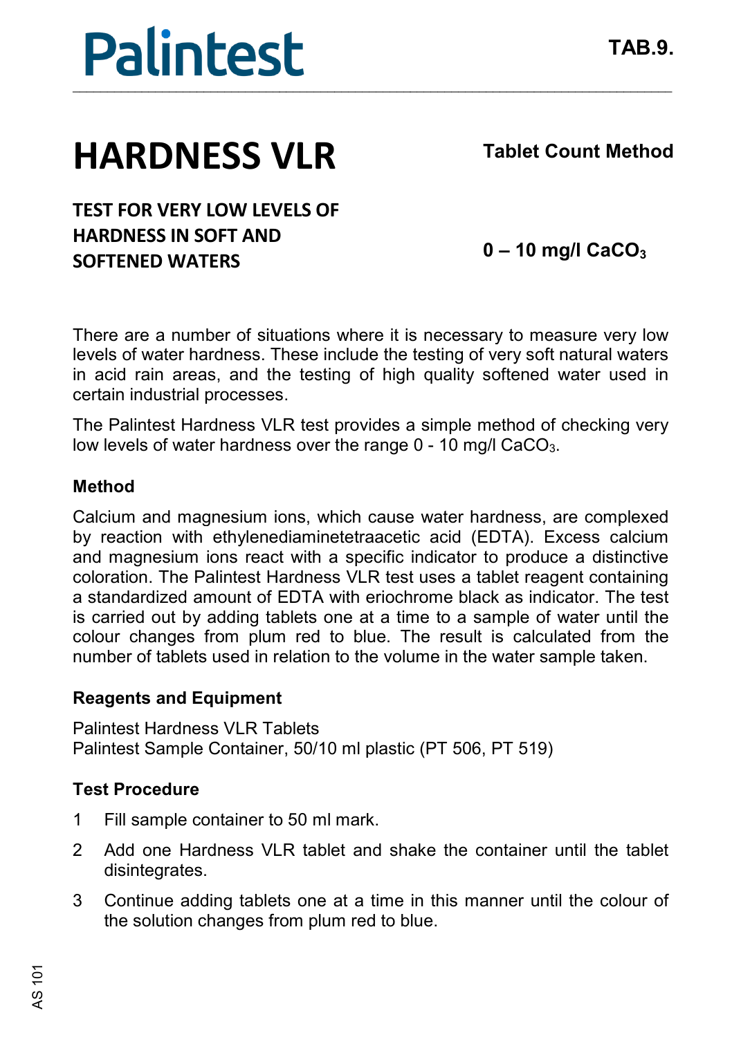# HARDNESS VLR

**Tablet Count Method**

**TEST FOR VERY LOW LEVELS OF HARDNESS IN SOFT AND SOFTENED WATERS**

**0 – 10 mg/l $CaCO_3$**

There are a number of situations where it is necessary to measure very low levels of water hardness. These include the testing of very soft natural waters in acid rain areas, and the testing of high quality softened water used in certain industrial processes.

The Palintest Hardness VLR test provides a simple method of checking very low levels of water hardness over the range 0 - 10 mg/l $CaCO_3$.

### Method

Calcium and magnesium ions, which cause water hardness, are complexed by reaction with ethylenediaminetetraacetic acid (EDTA). Excess calcium and magnesium ions react with a specific indicator to produce a distinctive coloration. The Palintest Hardness VLR test uses a tablet reagent containing a standardized amount of EDTA with eriochrome black as indicator. The test is carried out by adding tablets one at a time to a sample of water until the colour changes from plum red to blue. The result is calculated from the number of tablets used in relation to the volume in the water sample taken.

### Reagents and Equipment

Palintest Hardness VLR Tablets
Palintest Sample Container, 50/10 ml plastic (PT 506, PT 519)

### Test Procedure

1. Fill sample container to 50 ml mark.
2. Add one Hardness VLR tablet and shake the container until the tablet disintegrates.
3. Continue adding tablets one at a time in this manner until the colour of the solution changes from plum red to blue.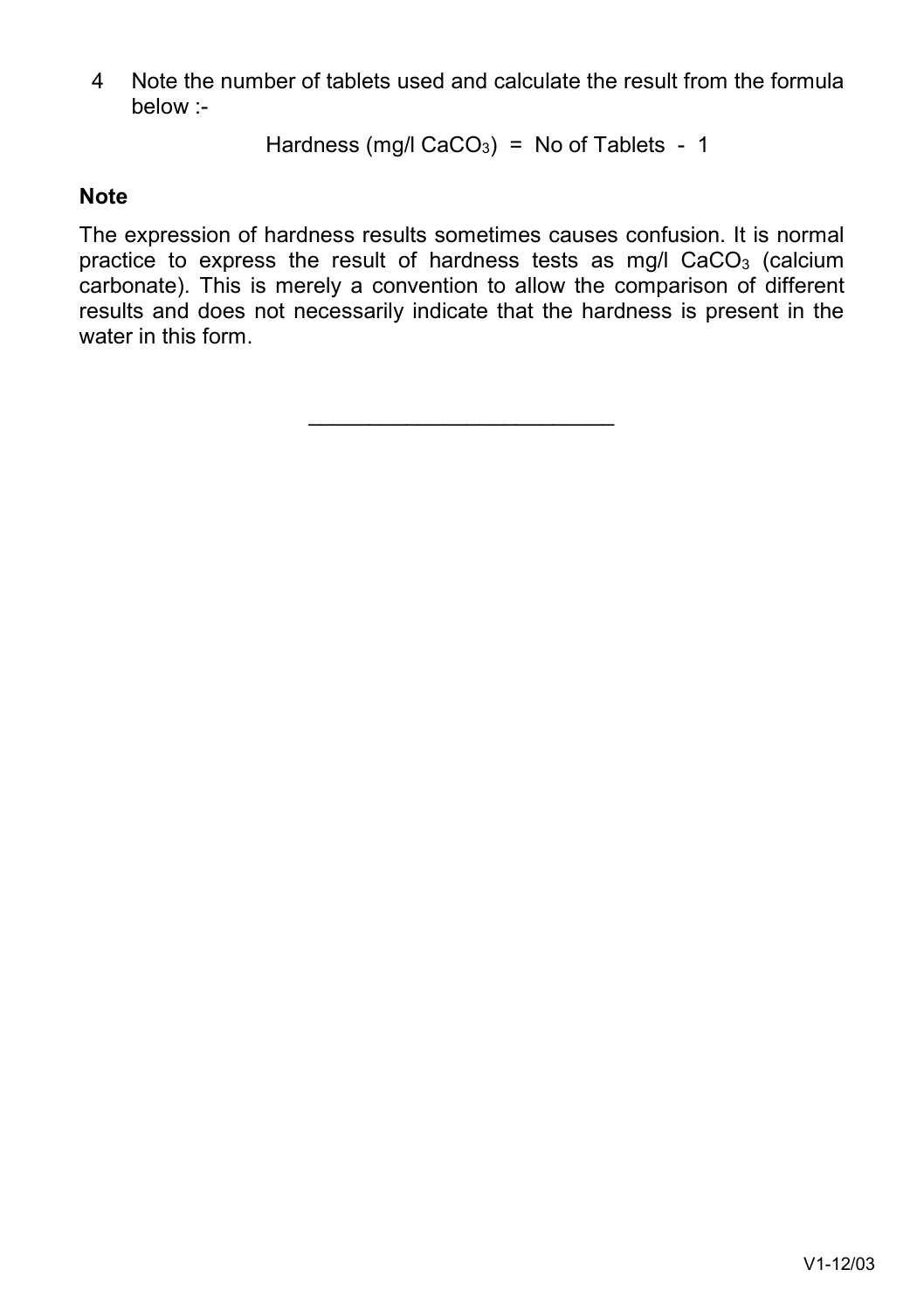4. Note the number of tablets used and calculate the result from the formula below :-

$$\text{Hardness (mg/l } CaCO_3) = \text{No of Tablets} - 1$$

**Note**

The expression of hardness results sometimes causes confusion. It is normal practice to express the result of hardness tests as mg/l $CaCO_3$ (calcium carbonate). This is merely a convention to allow the comparison of different results and does not necessarily indicate that the hardness is present in the water in this form.

---

V1-12/03